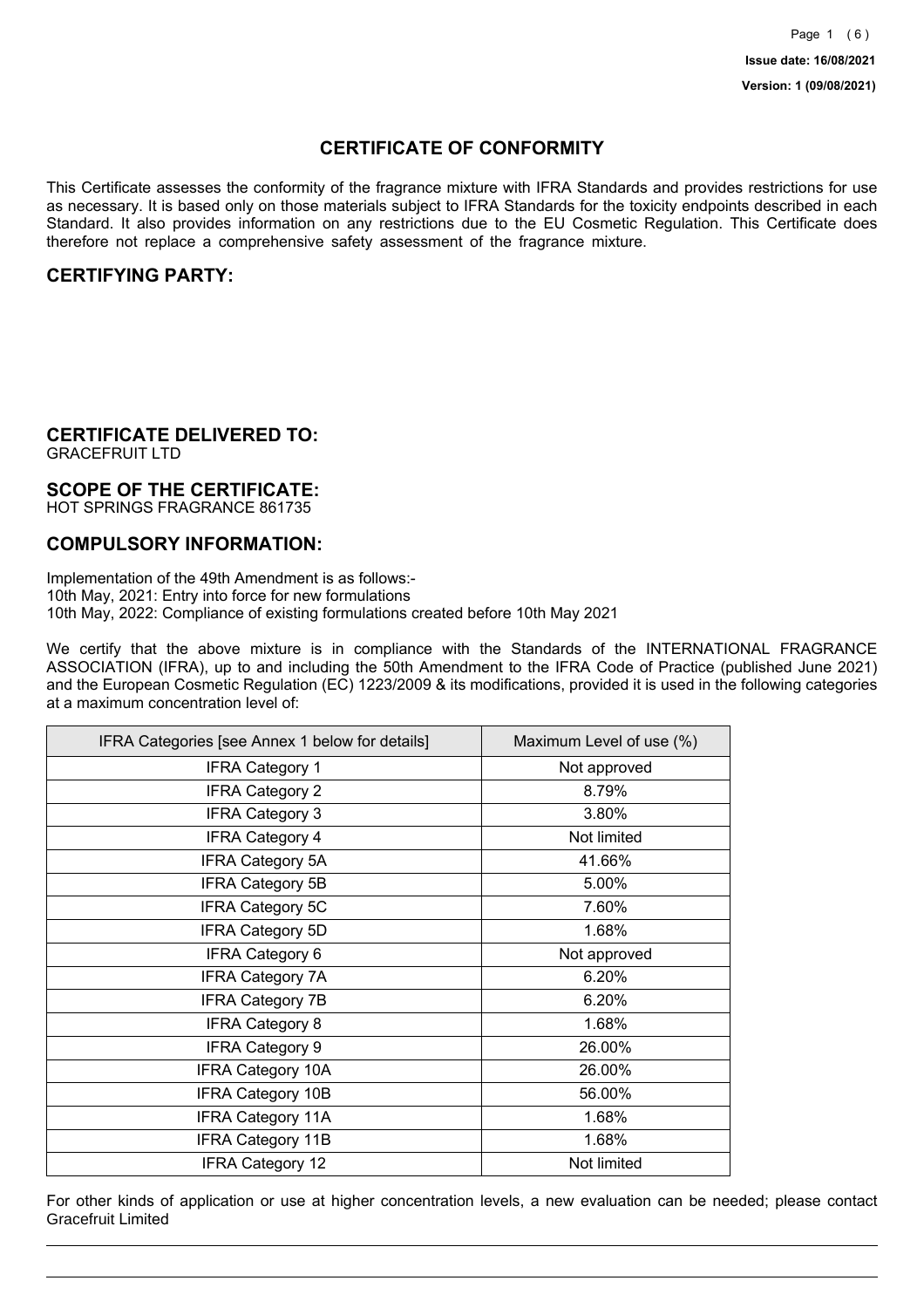Issue date: 16/08/2021

Version: 1 (09/08/2021)

# CERTIFICATE OF CONFORMITY

This Certificate assesses the conformity of the fragrance mixture with IFRA Standards and provides restrictions for use as necessary. It is based only on those materials subject to IFRA Standards for the toxicity endpoints described in each Standard. It also provides information on any restrictions due to the EU Cosmetic Regulation. This Certificate does therefore not replace a comprehensive safety assessment of the fragrance mixture.

## CERTIFYING PARTY:

## CERTIFICATE DELIVERED TO:

GRACEFRUIT LTD

## SCOPE OF THE CERTIFICATE:

HOT SPRINGS FRAGRANCE 861735

## COMPULSORY INFORMATION:

Implementation of the 49th Amendment is as follows:-
10th May, 2021: Entry into force for new formulations
10th May, 2022: Compliance of existing formulations created before 10th May 2021

We certify that the above mixture is in compliance with the Standards of the INTERNATIONAL FRAGRANCE ASSOCIATION (IFRA), up to and including the 50th Amendment to the IFRA Code of Practice (published June 2021) and the European Cosmetic Regulation (EC) 1223/2009 & its modifications, provided it is used in the following categories at a maximum concentration level of:

| IFRA Categories [see Annex 1 below for details] | Maximum Level of use (%) |
| --- | --- |
| IFRA Category 1 | Not approved |
| IFRA Category 2 | 8.79% |
| IFRA Category 3 | 3.80% |
| IFRA Category 4 | Not limited |
| IFRA Category 5A | 41.66% |
| IFRA Category 5B | 5.00% |
| IFRA Category 5C | 7.60% |
| IFRA Category 5D | 1.68% |
| IFRA Category 6 | Not approved |
| IFRA Category 7A | 6.20% |
| IFRA Category 7B | 6.20% |
| IFRA Category 8 | 1.68% |
| IFRA Category 9 | 26.00% |
| IFRA Category 10A | 26.00% |
| IFRA Category 10B | 56.00% |
| IFRA Category 11A | 1.68% |
| IFRA Category 11B | 1.68% |
| IFRA Category 12 | Not limited |

For other kinds of application or use at higher concentration levels, a new evaluation can be needed; please contact Gracefruit Limited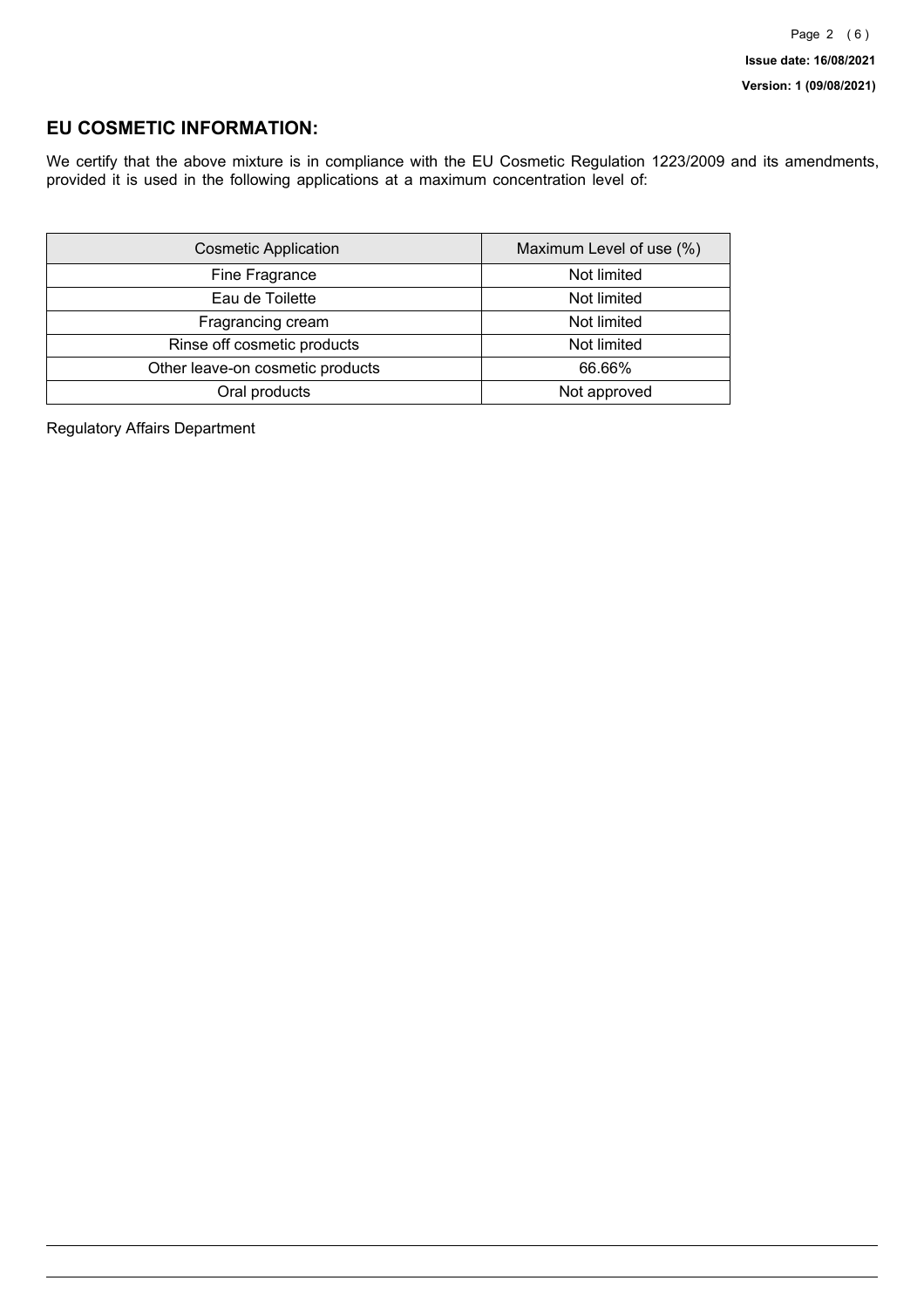## EU COSMETIC INFORMATION:

We certify that the above mixture is in compliance with the EU Cosmetic Regulation 1223/2009 and its amendments, provided it is used in the following applications at a maximum concentration level of:

| Cosmetic Application | Maximum Level of use (%) |
| --- | --- |
| Fine Fragrance | Not limited |
| Eau de Toilette | Not limited |
| Fragrancing cream | Not limited |
| Rinse off cosmetic products | Not limited |
| Other leave-on cosmetic products | 66.66% |
| Oral products | Not approved |

Regulatory Affairs Department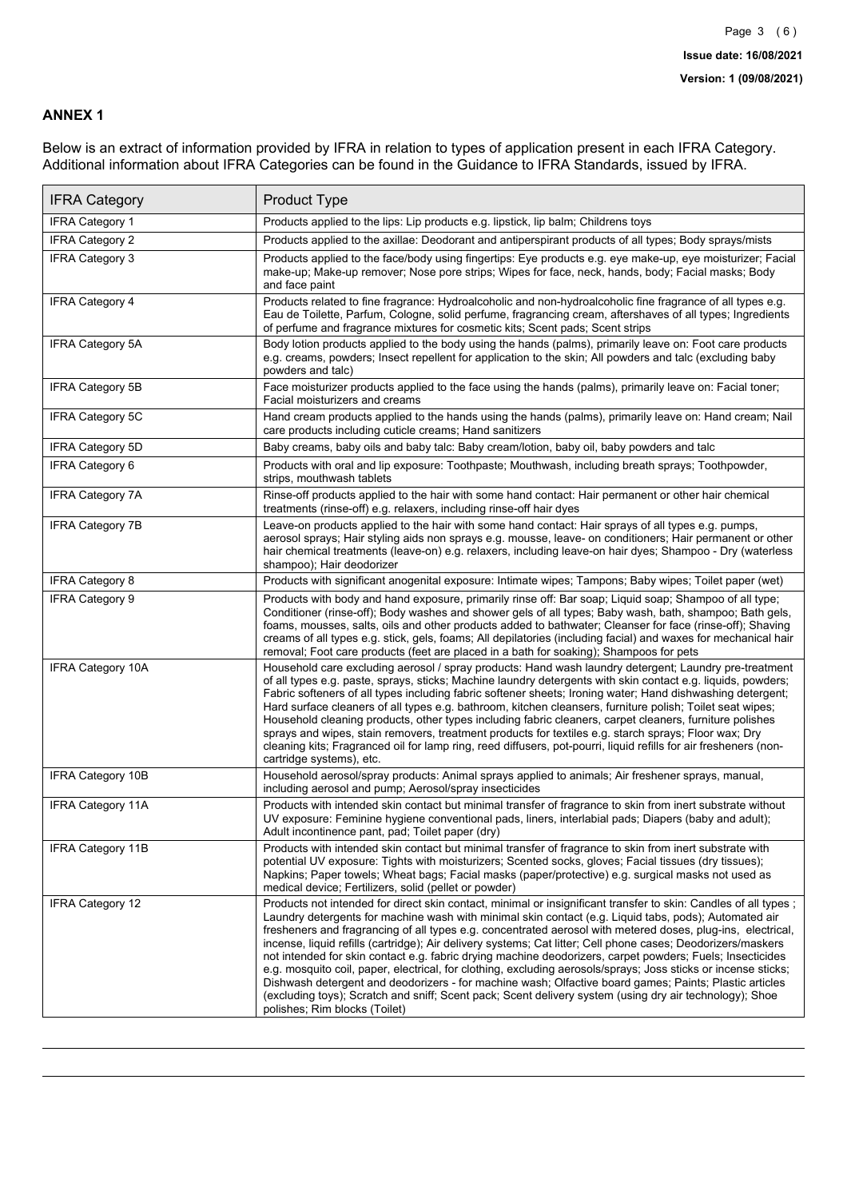## ANNEX 1

Below is an extract of information provided by IFRA in relation to types of application present in each IFRA Category. Additional information about IFRA Categories can be found in the Guidance to IFRA Standards, issued by IFRA.

| IFRA Category | Product Type |
| --- | --- |
| IFRA Category 1 | Products applied to the lips: Lip products e.g. lipstick, lip balm; Childrens toys |
| IFRA Category 2 | Products applied to the axillae: Deodorant and antiperspirant products of all types; Body sprays/mists |
| IFRA Category 3 | Products applied to the face/body using fingertips: Eye products e.g. eye make-up, eye moisturizer; Facial make-up; Make-up remover; Nose pore strips; Wipes for face, neck, hands, body; Facial masks; Body and face paint |
| IFRA Category 4 | Products related to fine fragrance: Hydroalcoholic and non-hydroalcoholic fine fragrance of all types e.g. Eau de Toilette, Parfum, Cologne, solid perfume, fragrancing cream, aftershaves of all types; Ingredients of perfume and fragrance mixtures for cosmetic kits; Scent pads; Scent strips |
| IFRA Category 5A | Body lotion products applied to the body using the hands (palms), primarily leave on: Foot care products e.g. creams, powders; Insect repellent for application to the skin; All powders and talc (excluding baby powders and talc) |
| IFRA Category 5B | Face moisturizer products applied to the face using the hands (palms), primarily leave on: Facial toner; Facial moisturizers and creams |
| IFRA Category 5C | Hand cream products applied to the hands using the hands (palms), primarily leave on: Hand cream; Nail care products including cuticle creams; Hand sanitizers |
| IFRA Category 5D | Baby creams, baby oils and baby talc: Baby cream/lotion, baby oil, baby powders and talc |
| IFRA Category 6 | Products with oral and lip exposure: Toothpaste; Mouthwash, including breath sprays; Toothpowder, strips, mouthwash tablets |
| IFRA Category 7A | Rinse-off products applied to the hair with some hand contact: Hair permanent or other hair chemical treatments (rinse-off) e.g. relaxers, including rinse-off hair dyes |
| IFRA Category 7B | Leave-on products applied to the hair with some hand contact: Hair sprays of all types e.g. pumps, aerosol sprays; Hair styling aids non sprays e.g. mousse, leave- on conditioners; Hair permanent or other hair chemical treatments (leave-on) e.g. relaxers, including leave-on hair dyes; Shampoo - Dry (waterless shampoo); Hair deodorizer |
| IFRA Category 8 | Products with significant anogenital exposure: Intimate wipes; Tampons; Baby wipes; Toilet paper (wet) |
| IFRA Category 9 | Products with body and hand exposure, primarily rinse off: Bar soap; Liquid soap; Shampoo of all type; Conditioner (rinse-off); Body washes and shower gels of all types; Baby wash, bath, shampoo; Bath gels, foams, mousses, salts, oils and other products added to bathwater; Cleanser for face (rinse-off); Shaving creams of all types e.g. stick, gels, foams; All depilatories (including facial) and waxes for mechanical hair removal; Foot care products (feet are placed in a bath for soaking); Shampoos for pets |
| IFRA Category 10A | Household care excluding aerosol / spray products: Hand wash laundry detergent; Laundry pre-treatment of all types e.g. paste, sprays, sticks; Machine laundry detergents with skin contact e.g. liquids, powders; Fabric softeners of all types including fabric softener sheets; Ironing water; Hand dishwashing detergent; Hard surface cleaners of all types e.g. bathroom, kitchen cleansers, furniture polish; Toilet seat wipes; Household cleaning products, other types including fabric cleaners, carpet cleaners, furniture polishes sprays and wipes, stain removers, treatment products for textiles e.g. starch sprays; Floor wax; Dry cleaning kits; Fragranced oil for lamp ring, reed diffusers, pot-pourri, liquid refills for air fresheners (non-cartridge systems), etc. |
| IFRA Category 10B | Household aerosol/spray products: Animal sprays applied to animals; Air freshener sprays, manual, including aerosol and pump; Aerosol/spray insecticides |
| IFRA Category 11A | Products with intended skin contact but minimal transfer of fragrance to skin from inert substrate without UV exposure: Feminine hygiene conventional pads, liners, interlabial pads; Diapers (baby and adult); Adult incontinence pant, pad; Toilet paper (dry) |
| IFRA Category 11B | Products with intended skin contact but minimal transfer of fragrance to skin from inert substrate with potential UV exposure: Tights with moisturizers; Scented socks, gloves; Facial tissues (dry tissues); Napkins; Paper towels; Wheat bags; Facial masks (paper/protective) e.g. surgical masks not used as medical device; Fertilizers, solid (pellet or powder) |
| IFRA Category 12 | Products not intended for direct skin contact, minimal or insignificant transfer to skin: Candles of all types ; Laundry detergents for machine wash with minimal skin contact (e.g. Liquid tabs, pods); Automated air fresheners and fragrancing of all types e.g. concentrated aerosol with metered doses, plug-ins, electrical, incense, liquid refills (cartridge); Air delivery systems; Cat litter; Cell phone cases; Deodorizers/maskers not intended for skin contact e.g. fabric drying machine deodorizers, carpet powders; Fuels; Insecticides e.g. mosquito coil, paper, electrical, for clothing, excluding aerosols/sprays; Joss sticks or incense sticks; Dishwash detergent and deodorizers - for machine wash; Olfactive board games; Paints; Plastic articles (excluding toys); Scratch and sniff; Scent pack; Scent delivery system (using dry air technology); Shoe polishes; Rim blocks (Toilet) |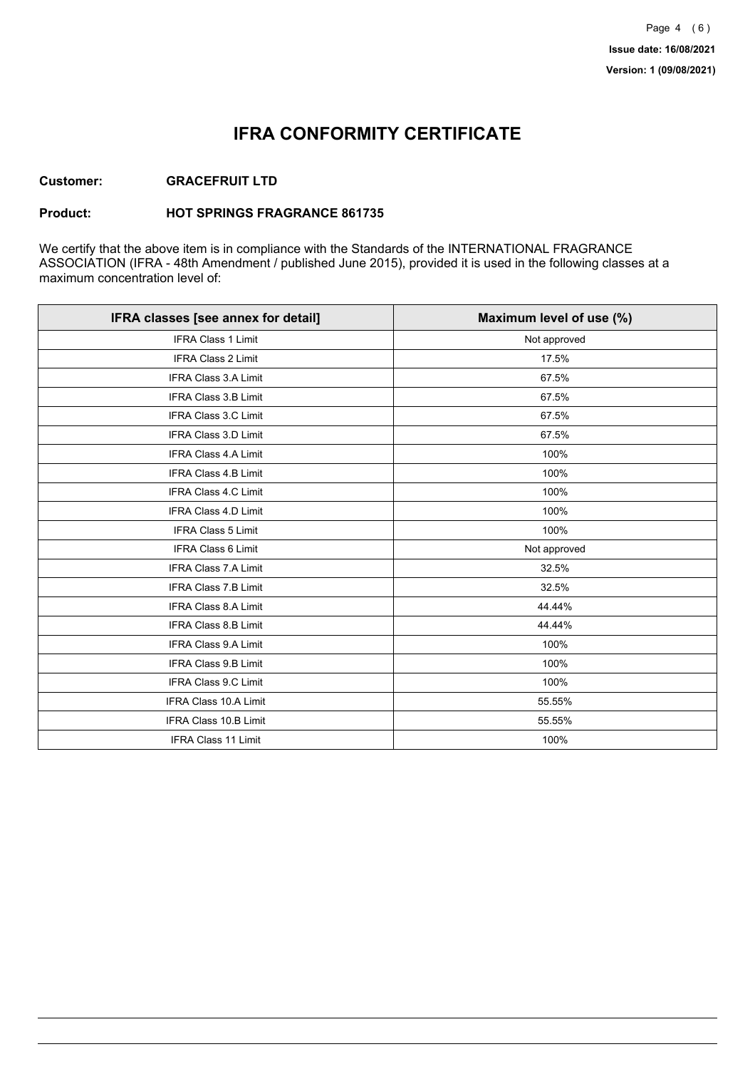**Issue date: 16/08/2021**
**Version: 1 (09/08/2021)**

# IFRA CONFORMITY CERTIFICATE

**Customer:** **GRACEFRUIT LTD**

**Product:** **HOT SPRINGS FRAGRANCE 861735**

We certify that the above item is in compliance with the Standards of the INTERNATIONAL FRAGRANCE ASSOCIATION (IFRA - 48th Amendment / published June 2015), provided it is used in the following classes at a maximum concentration level of:

| IFRA classes [see annex for detail] | Maximum level of use (%) |
|---|---|
| IFRA Class 1 Limit | Not approved |
| IFRA Class 2 Limit | 17.5% |
| IFRA Class 3.A Limit | 67.5% |
| IFRA Class 3.B Limit | 67.5% |
| IFRA Class 3.C Limit | 67.5% |
| IFRA Class 3.D Limit | 67.5% |
| IFRA Class 4.A Limit | 100% |
| IFRA Class 4.B Limit | 100% |
| IFRA Class 4.C Limit | 100% |
| IFRA Class 4.D Limit | 100% |
| IFRA Class 5 Limit | 100% |
| IFRA Class 6 Limit | Not approved |
| IFRA Class 7.A Limit | 32.5% |
| IFRA Class 7.B Limit | 32.5% |
| IFRA Class 8.A Limit | 44.44% |
| IFRA Class 8.B Limit | 44.44% |
| IFRA Class 9.A Limit | 100% |
| IFRA Class 9.B Limit | 100% |
| IFRA Class 9.C Limit | 100% |
| IFRA Class 10.A Limit | 55.55% |
| IFRA Class 10.B Limit | 55.55% |
| IFRA Class 11 Limit | 100% |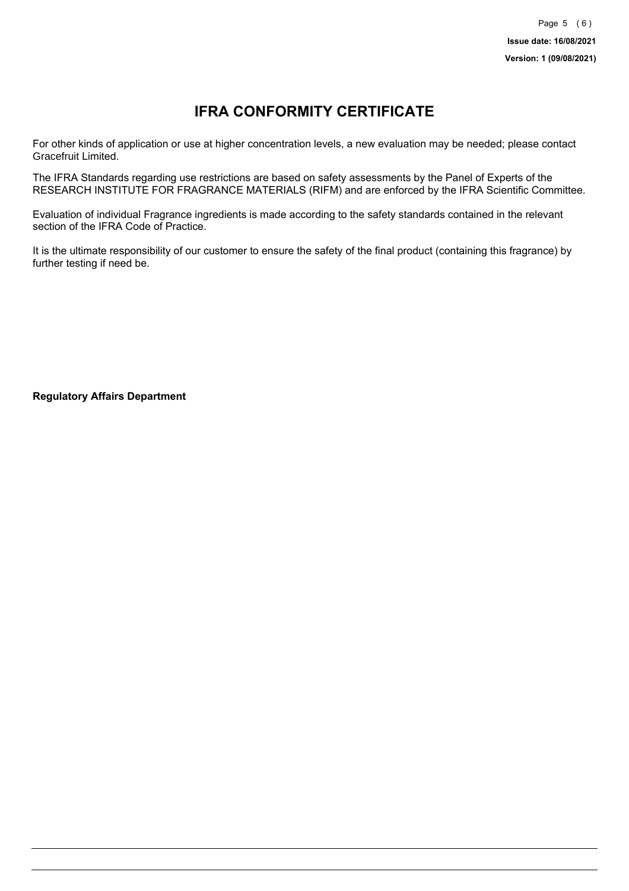# IFRA CONFORMITY CERTIFICATE

For other kinds of application or use at higher concentration levels, a new evaluation may be needed; please contact Gracefruit Limited.

The IFRA Standards regarding use restrictions are based on safety assessments by the Panel of Experts of the RESEARCH INSTITUTE FOR FRAGRANCE MATERIALS (RIFM) and are enforced by the IFRA Scientific Committee.

Evaluation of individual Fragrance ingredients is made according to the safety standards contained in the relevant section of the IFRA Code of Practice.

It is the ultimate responsibility of our customer to ensure the safety of the final product (containing this fragrance) by further testing if need be.

**Regulatory Affairs Department**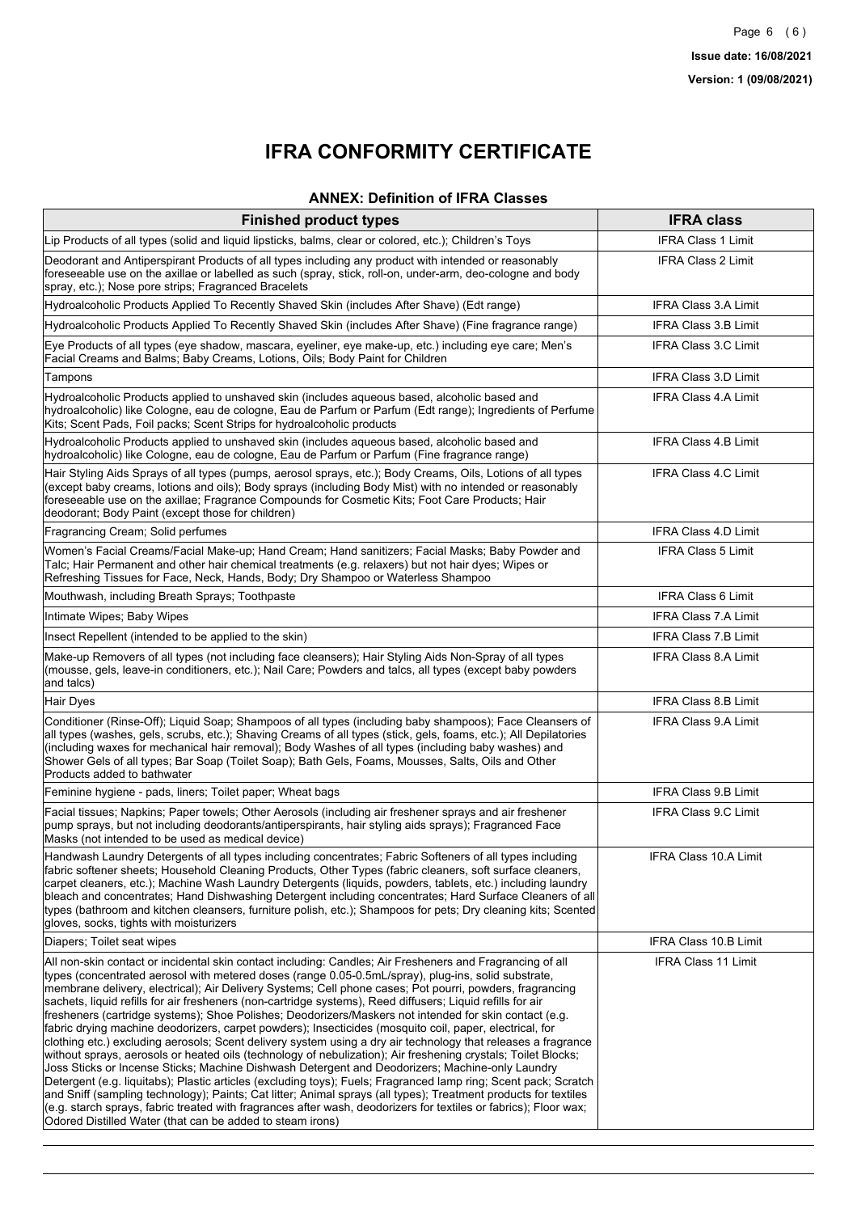# IFRA CONFORMITY CERTIFICATE

## ANNEX: Definition of IFRA Classes

| Finished product types | IFRA class |
|---|---|
| Lip Products of all types (solid and liquid lipsticks, balms, clear or colored, etc.); Children's Toys | IFRA Class 1 Limit |
| Deodorant and Antiperspirant Products of all types including any product with intended or reasonably foreseeable use on the axillae or labelled as such (spray, stick, roll-on, under-arm, deo-cologne and body spray, etc.); Nose pore strips; Fragranced Bracelets | IFRA Class 2 Limit |
| Hydroalcoholic Products Applied To Recently Shaved Skin (includes After Shave) (Edt range) | IFRA Class 3.A Limit |
| Hydroalcoholic Products Applied To Recently Shaved Skin (includes After Shave) (Fine fragrance range) | IFRA Class 3.B Limit |
| Eye Products of all types (eye shadow, mascara, eyeliner, eye make-up, etc.) including eye care; Men's Facial Creams and Balms; Baby Creams, Lotions, Oils; Body Paint for Children | IFRA Class 3.C Limit |
| Tampons | IFRA Class 3.D Limit |
| Hydroalcoholic Products applied to unshaved skin (includes aqueous based, alcoholic based and hydroalcoholic) like Cologne, eau de cologne, Eau de Parfum or Parfum (Edt range); Ingredients of Perfume Kits; Scent Pads, Foil packs; Scent Strips for hydroalcoholic products | IFRA Class 4.A Limit |
| Hydroalcoholic Products applied to unshaved skin (includes aqueous based, alcoholic based and hydroalcoholic) like Cologne, eau de cologne, Eau de Parfum or Parfum (Fine fragrance range) | IFRA Class 4.B Limit |
| Hair Styling Aids Sprays of all types (pumps, aerosol sprays, etc.); Body Creams, Oils, Lotions of all types (except baby creams, lotions and oils); Body sprays (including Body Mist) with no intended or reasonably foreseeable use on the axillae; Fragrance Compounds for Cosmetic Kits; Foot Care Products; Hair deodorant; Body Paint (except those for children) | IFRA Class 4.C Limit |
| Fragrancing Cream; Solid perfumes | IFRA Class 4.D Limit |
| Women's Facial Creams/Facial Make-up; Hand Cream; Hand sanitizers; Facial Masks; Baby Powder and Talc; Hair Permanent and other hair chemical treatments (e.g. relaxers) but not hair dyes; Wipes or Refreshing Tissues for Face, Neck, Hands, Body; Dry Shampoo or Waterless Shampoo | IFRA Class 5 Limit |
| Mouthwash, including Breath Sprays; Toothpaste | IFRA Class 6 Limit |
| Intimate Wipes; Baby Wipes | IFRA Class 7.A Limit |
| Insect Repellent (intended to be applied to the skin) | IFRA Class 7.B Limit |
| Make-up Removers of all types (not including face cleansers); Hair Styling Aids Non-Spray of all types (mousse, gels, leave-in conditioners, etc.); Nail Care; Powders and talcs, all types (except baby powders and talcs) | IFRA Class 8.A Limit |
| Hair Dyes | IFRA Class 8.B Limit |
| Conditioner (Rinse-Off); Liquid Soap; Shampoos of all types (including baby shampoos); Face Cleansers of all types (washes, gels, scrubs, etc.); Shaving Creams of all types (stick, gels, foams, etc.); All Depilatories (including waxes for mechanical hair removal); Body Washes of all types (including baby washes) and Shower Gels of all types; Bar Soap (Toilet Soap); Bath Gels, Foams, Mousses, Salts, Oils and Other Products added to bathwater | IFRA Class 9.A Limit |
| Feminine hygiene - pads, liners; Toilet paper; Wheat bags | IFRA Class 9.B Limit |
| Facial tissues; Napkins; Paper towels; Other Aerosols (including air freshener sprays and air freshener pump sprays, but not including deodorants/antiperspirants, hair styling aids sprays); Fragranced Face Masks (not intended to be used as medical device) | IFRA Class 9.C Limit |
| Handwash Laundry Detergents of all types including concentrates; Fabric Softeners of all types including fabric softener sheets; Household Cleaning Products, Other Types (fabric cleaners, soft surface cleaners, carpet cleaners, etc.); Machine Wash Laundry Detergents (liquids, powders, tablets, etc.) including laundry bleach and concentrates; Hand Dishwashing Detergent including concentrates; Hard Surface Cleaners of all types (bathroom and kitchen cleansers, furniture polish, etc.); Shampoos for pets; Dry cleaning kits; Scented gloves, socks, tights with moisturizers | IFRA Class 10.A Limit |
| Diapers; Toilet seat wipes | IFRA Class 10.B Limit |
| All non-skin contact or incidental skin contact including: Candles; Air Fresheners and Fragrancing of all types (concentrated aerosol with metered doses (range 0.05-0.5mL/spray), plug-ins, solid substrate, membrane delivery, electrical); Air Delivery Systems; Cell phone cases; Pot pourri, powders, fragrancing sachets, liquid refills for air fresheners (non-cartridge systems), Reed diffusers; Liquid refills for air fresheners (cartridge systems); Shoe Polishes; Deodorizers/Maskers not intended for skin contact (e.g. fabric drying machine deodorizers, carpet powders); Insecticides (mosquito coil, paper, electrical, for clothing etc.) excluding aerosols; Scent delivery system using a dry air technology that releases a fragrance without sprays, aerosols or heated oils (technology of nebulization); Air freshening crystals; Toilet Blocks; Joss Sticks or Incense Sticks; Machine Dishwash Detergent and Deodorizers; Machine-only Laundry Detergent (e.g. liquitabs); Plastic articles (excluding toys); Fuels; Fragranced lamp ring; Scent pack; Scratch and Sniff (sampling technology); Paints; Cat litter; Animal sprays (all types); Treatment products for textiles (e.g. starch sprays, fabric treated with fragrances after wash, deodorizers for textiles or fabrics); Floor wax; Odored Distilled Water (that can be added to steam irons) | IFRA Class 11 Limit |